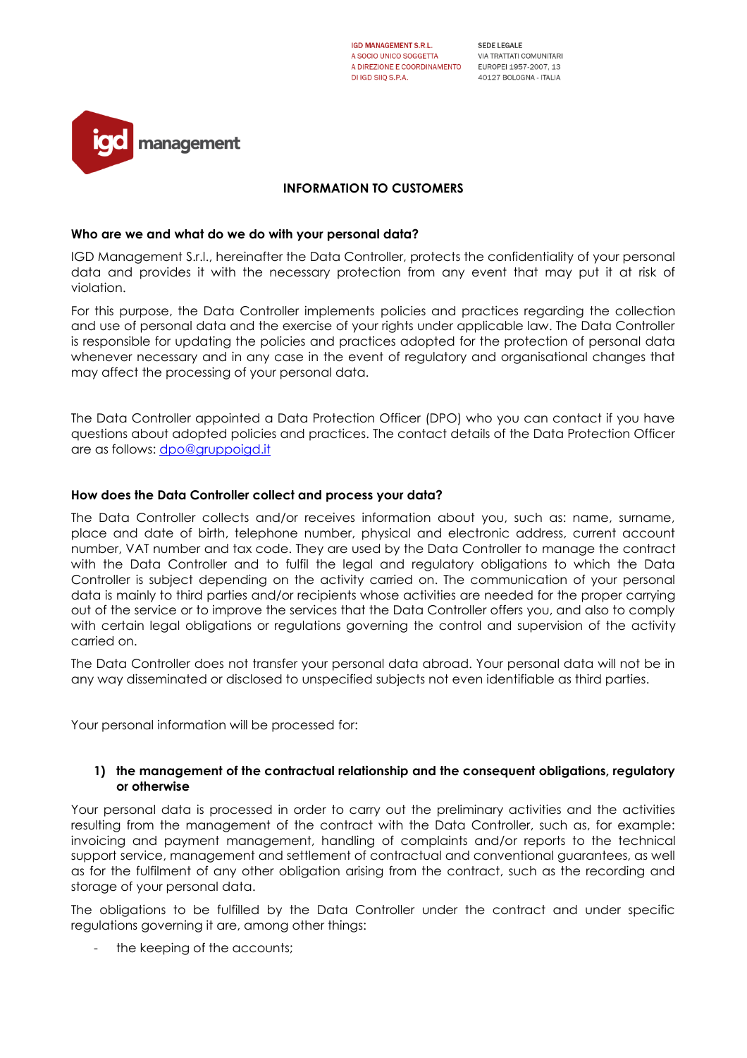IGD MANAGEMENT S.R.L.
A SOCIO UNICO SOGGETTA
A DIREZIONE E COORDINAMENTO
DI IGD SIIQ S.P.A.

SEDE LEGALE
VIA TRATTATI COMUNITARI
EUROPEI 1957-2007, 13
40127 BOLOGNA - ITALIA

igd management

# INFORMATION TO CUSTOMERS

## Who are we and what do we do with your personal data?

IGD Management S.r.l., hereinafter the Data Controller, protects the confidentiality of your personal data and provides it with the necessary protection from any event that may put it at risk of violation.

For this purpose, the Data Controller implements policies and practices regarding the collection and use of personal data and the exercise of your rights under applicable law. The Data Controller is responsible for updating the policies and practices adopted for the protection of personal data whenever necessary and in any case in the event of regulatory and organisational changes that may affect the processing of your personal data.

The Data Controller appointed a Data Protection Officer (DPO) who you can contact if you have questions about adopted policies and practices. The contact details of the Data Protection Officer are as follows: dpo@gruppoigd.it

## How does the Data Controller collect and process your data?

The Data Controller collects and/or receives information about you, such as: name, surname, place and date of birth, telephone number, physical and electronic address, current account number, VAT number and tax code. They are used by the Data Controller to manage the contract with the Data Controller and to fulfil the legal and regulatory obligations to which the Data Controller is subject depending on the activity carried on. The communication of your personal data is mainly to third parties and/or recipients whose activities are needed for the proper carrying out of the service or to improve the services that the Data Controller offers you, and also to comply with certain legal obligations or regulations governing the control and supervision of the activity carried on.

The Data Controller does not transfer your personal data abroad. Your personal data will not be in any way disseminated or disclosed to unspecified subjects not even identifiable as third parties.

Your personal information will be processed for:

### 1) the management of the contractual relationship and the consequent obligations, regulatory or otherwise

Your personal data is processed in order to carry out the preliminary activities and the activities resulting from the management of the contract with the Data Controller, such as, for example: invoicing and payment management, handling of complaints and/or reports to the technical support service, management and settlement of contractual and conventional guarantees, as well as for the fulfilment of any other obligation arising from the contract, such as the recording and storage of your personal data.

The obligations to be fulfilled by the Data Controller under the contract and under specific regulations governing it are, among other things:

- the keeping of the accounts;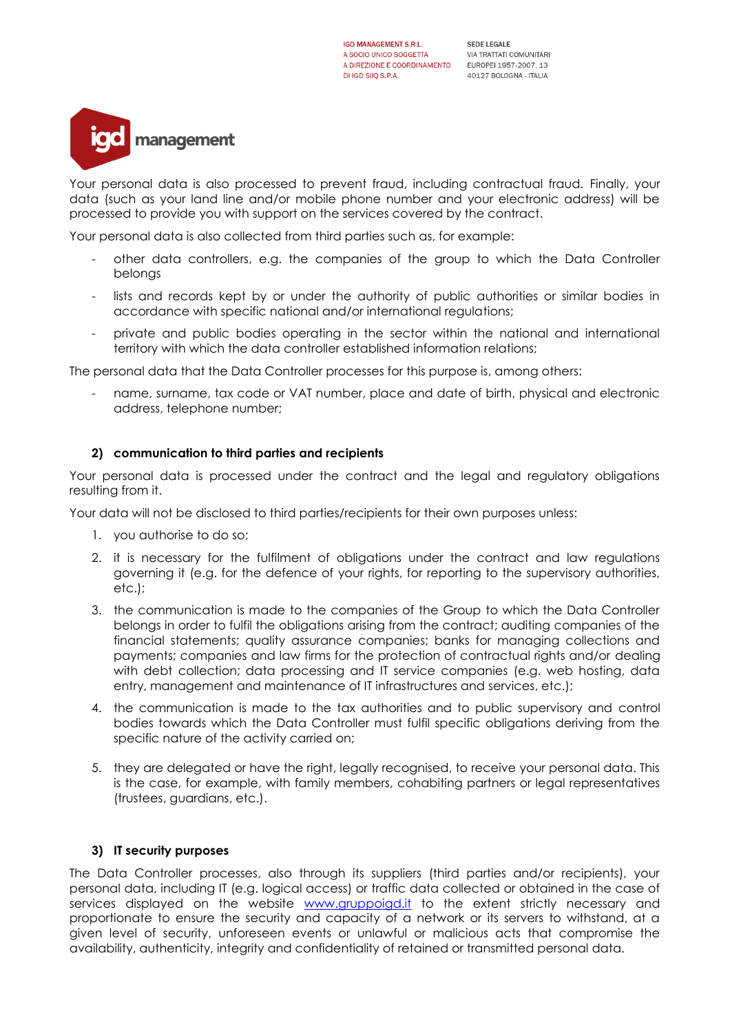Your personal data is also processed to prevent fraud, including contractual fraud. Finally, your data (such as your land line and/or mobile phone number and your electronic address) will be processed to provide you with support on the services covered by the contract.

Your personal data is also collected from third parties such as, for example:

- other data controllers, e.g. the companies of the group to which the Data Controller belongs
- lists and records kept by or under the authority of public authorities or similar bodies in accordance with specific national and/or international regulations;
- private and public bodies operating in the sector within the national and international territory with which the data controller established information relations;

The personal data that the Data Controller processes for this purpose is, among others:

- name, surname, tax code or VAT number, place and date of birth, physical and electronic address, telephone number;

### 2) communication to third parties and recipients

Your personal data is processed under the contract and the legal and regulatory obligations resulting from it.

Your data will not be disclosed to third parties/recipients for their own purposes unless:

1. you authorise to do so;
2. it is necessary for the fulfilment of obligations under the contract and law regulations governing it (e.g. for the defence of your rights, for reporting to the supervisory authorities, etc.);
3. the communication is made to the companies of the Group to which the Data Controller belongs in order to fulfil the obligations arising from the contract; auditing companies of the financial statements; quality assurance companies; banks for managing collections and payments; companies and law firms for the protection of contractual rights and/or dealing with debt collection; data processing and IT service companies (e.g. web hosting, data entry, management and maintenance of IT infrastructures and services, etc.);
4. the communication is made to the tax authorities and to public supervisory and control bodies towards which the Data Controller must fulfil specific obligations deriving from the specific nature of the activity carried on;
5. they are delegated or have the right, legally recognised, to receive your personal data. This is the case, for example, with family members, cohabiting partners or legal representatives (trustees, guardians, etc.).

### 3) IT security purposes

The Data Controller processes, also through its suppliers (third parties and/or recipients), your personal data, including IT (e.g. logical access) or traffic data collected or obtained in the case of services displayed on the website www.gruppoigd.it to the extent strictly necessary and proportionate to ensure the security and capacity of a network or its servers to withstand, at a given level of security, unforeseen events or unlawful or malicious acts that compromise the availability, authenticity, integrity and confidentiality of retained or transmitted personal data.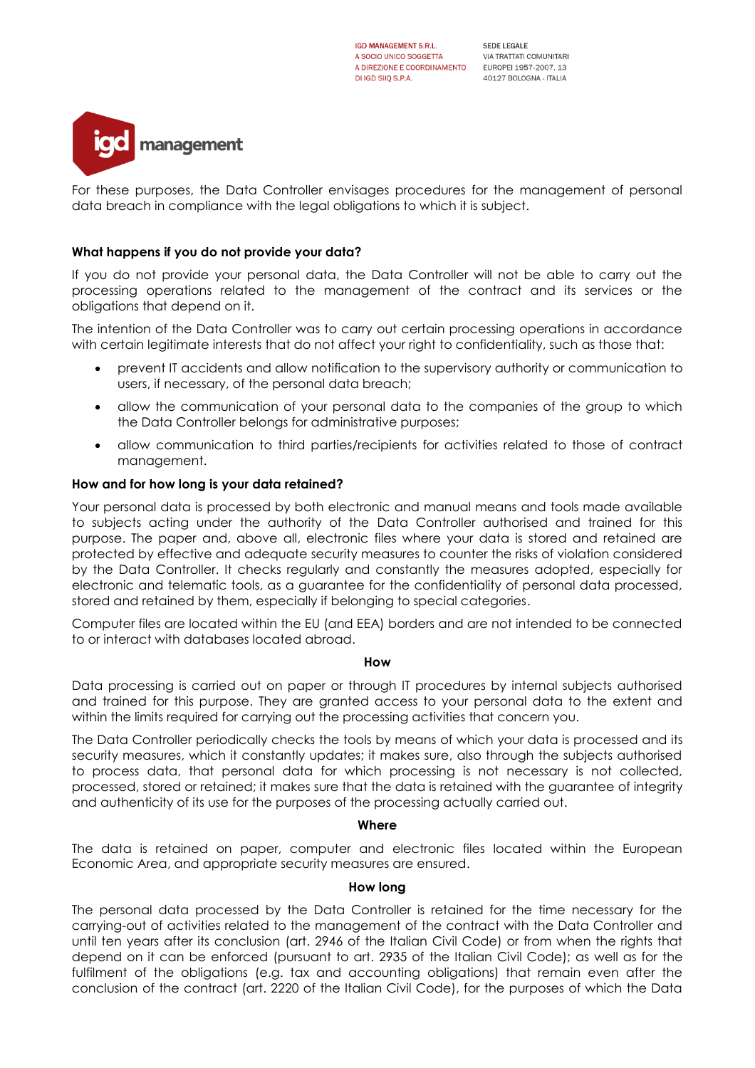For these purposes, the Data Controller envisages procedures for the management of personal data breach in compliance with the legal obligations to which it is subject.

**What happens if you do not provide your data?**

If you do not provide your personal data, the Data Controller will not be able to carry out the processing operations related to the management of the contract and its services or the obligations that depend on it.

The intention of the Data Controller was to carry out certain processing operations in accordance with certain legitimate interests that do not affect your right to confidentiality, such as those that:

- prevent IT accidents and allow notification to the supervisory authority or communication to users, if necessary, of the personal data breach;
- allow the communication of your personal data to the companies of the group to which the Data Controller belongs for administrative purposes;
- allow communication to third parties/recipients for activities related to those of contract management.

**How and for how long is your data retained?**

Your personal data is processed by both electronic and manual means and tools made available to subjects acting under the authority of the Data Controller authorised and trained for this purpose. The paper and, above all, electronic files where your data is stored and retained are protected by effective and adequate security measures to counter the risks of violation considered by the Data Controller. It checks regularly and constantly the measures adopted, especially for electronic and telematic tools, as a guarantee for the confidentiality of personal data processed, stored and retained by them, especially if belonging to special categories.

Computer files are located within the EU (and EEA) borders and are not intended to be connected to or interact with databases located abroad.

**How**

Data processing is carried out on paper or through IT procedures by internal subjects authorised and trained for this purpose. They are granted access to your personal data to the extent and within the limits required for carrying out the processing activities that concern you.

The Data Controller periodically checks the tools by means of which your data is processed and its security measures, which it constantly updates; it makes sure, also through the subjects authorised to process data, that personal data for which processing is not necessary is not collected, processed, stored or retained; it makes sure that the data is retained with the guarantee of integrity and authenticity of its use for the purposes of the processing actually carried out.

**Where**

The data is retained on paper, computer and electronic files located within the European Economic Area, and appropriate security measures are ensured.

**How long**

The personal data processed by the Data Controller is retained for the time necessary for the carrying-out of activities related to the management of the contract with the Data Controller and until ten years after its conclusion (art. 2946 of the Italian Civil Code) or from when the rights that depend on it can be enforced (pursuant to art. 2935 of the Italian Civil Code); as well as for the fulfilment of the obligations (e.g. tax and accounting obligations) that remain even after the conclusion of the contract (art. 2220 of the Italian Civil Code), for the purposes of which the Data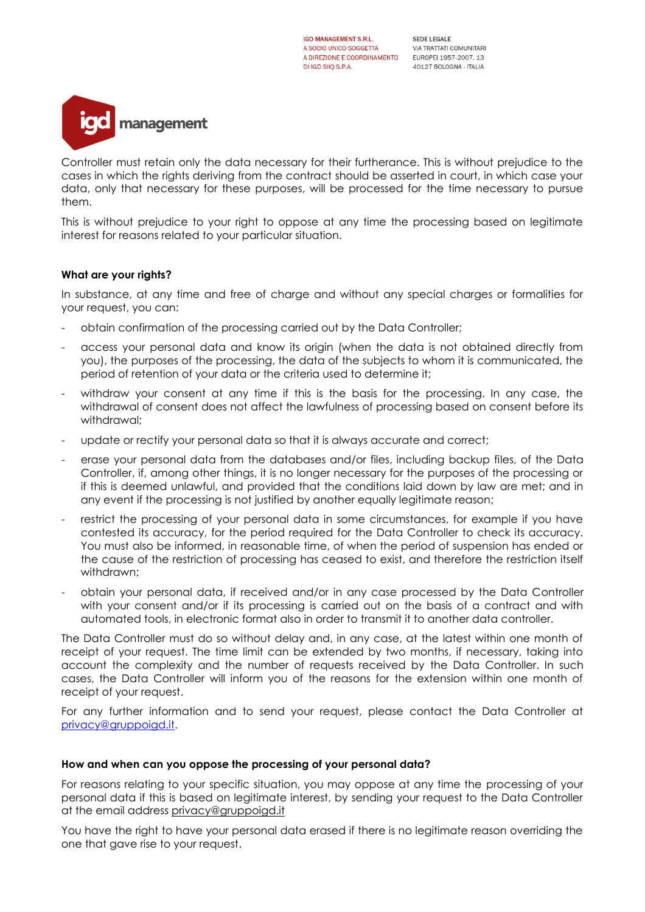Controller must retain only the data necessary for their furtherance. This is without prejudice to the cases in which the rights deriving from the contract should be asserted in court, in which case your data, only that necessary for these purposes, will be processed for the time necessary to pursue them.

This is without prejudice to your right to oppose at any time the processing based on legitimate interest for reasons related to your particular situation.

**What are your rights?**

In substance, at any time and free of charge and without any special charges or formalities for your request, you can:

- obtain confirmation of the processing carried out by the Data Controller;
- access your personal data and know its origin (when the data is not obtained directly from you), the purposes of the processing, the data of the subjects to whom it is communicated, the period of retention of your data or the criteria used to determine it;
- withdraw your consent at any time if this is the basis for the processing. In any case, the withdrawal of consent does not affect the lawfulness of processing based on consent before its withdrawal;
- update or rectify your personal data so that it is always accurate and correct;
- erase your personal data from the databases and/or files, including backup files, of the Data Controller, if, among other things, it is no longer necessary for the purposes of the processing or if this is deemed unlawful, and provided that the conditions laid down by law are met; and in any event if the processing is not justified by another equally legitimate reason;
- restrict the processing of your personal data in some circumstances, for example if you have contested its accuracy, for the period required for the Data Controller to check its accuracy. You must also be informed, in reasonable time, of when the period of suspension has ended or the cause of the restriction of processing has ceased to exist, and therefore the restriction itself withdrawn;
- obtain your personal data, if received and/or in any case processed by the Data Controller with your consent and/or if its processing is carried out on the basis of a contract and with automated tools, in electronic format also in order to transmit it to another data controller.

The Data Controller must do so without delay and, in any case, at the latest within one month of receipt of your request. The time limit can be extended by two months, if necessary, taking into account the complexity and the number of requests received by the Data Controller. In such cases, the Data Controller will inform you of the reasons for the extension within one month of receipt of your request.

For any further information and to send your request, please contact the Data Controller at privacy@gruppoigd.it.

**How and when can you oppose the processing of your personal data?**

For reasons relating to your specific situation, you may oppose at any time the processing of your personal data if this is based on legitimate interest, by sending your request to the Data Controller at the email address privacy@gruppoigd.it

You have the right to have your personal data erased if there is no legitimate reason overriding the one that gave rise to your request.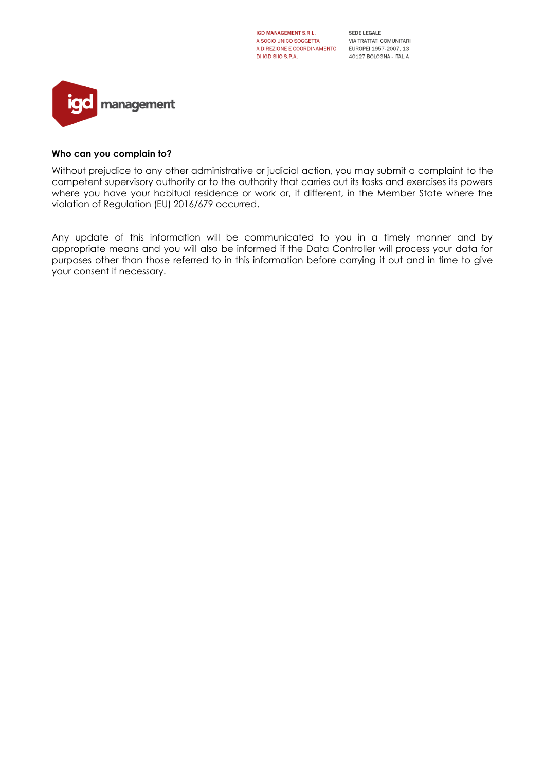**Who can you complain to?**

Without prejudice to any other administrative or judicial action, you may submit a complaint to the competent supervisory authority or to the authority that carries out its tasks and exercises its powers where you have your habitual residence or work or, if different, in the Member State where the violation of Regulation (EU) 2016/679 occurred.

Any update of this information will be communicated to you in a timely manner and by appropriate means and you will also be informed if the Data Controller will process your data for purposes other than those referred to in this information before carrying it out and in time to give your consent if necessary.